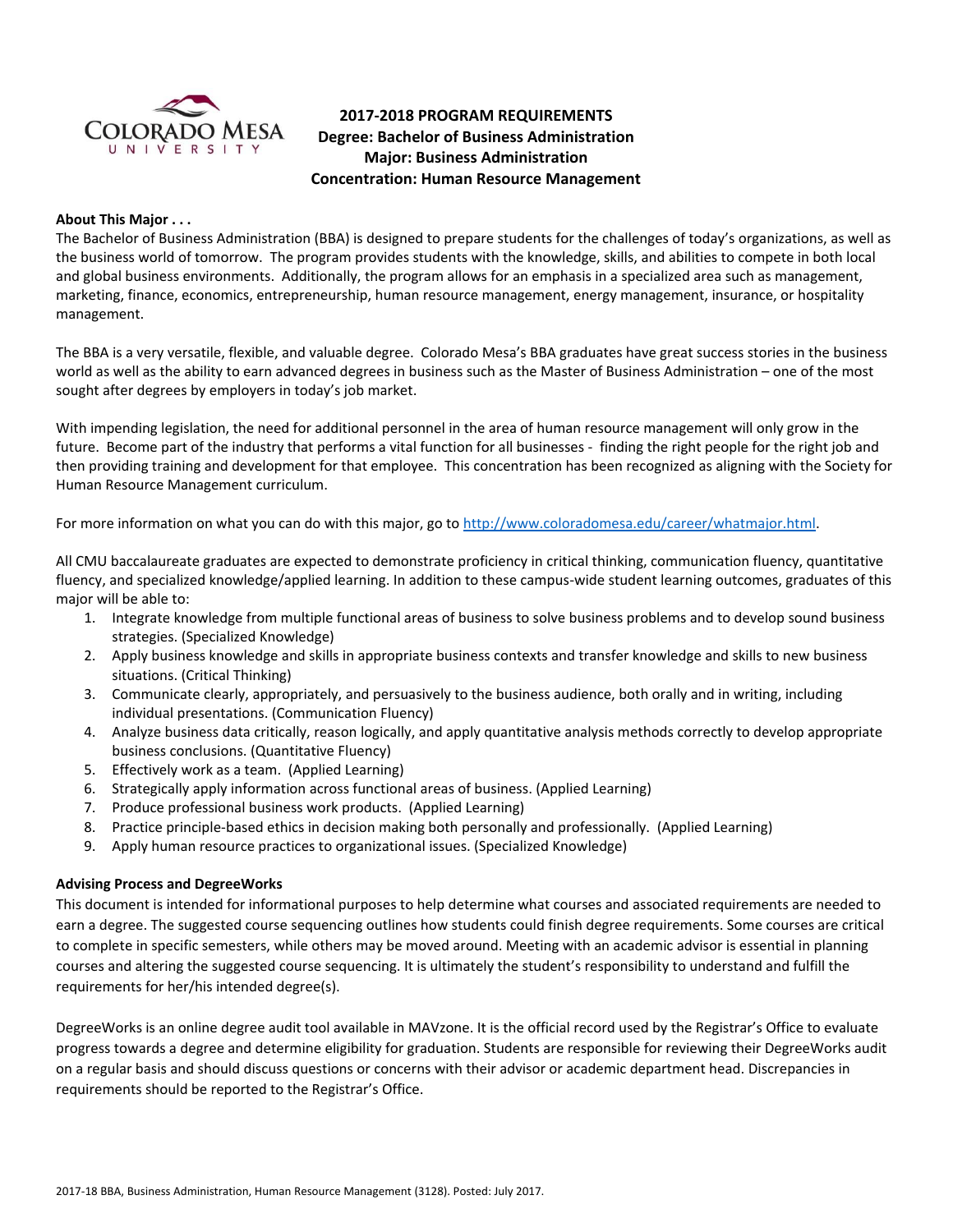# 2017-2018 PROGRAM REQUIREMENTS
## Degree: Bachelor of Business Administration
## Major: Business Administration
## Concentration: Human Resource Management

**About This Major . . .**

The Bachelor of Business Administration (BBA) is designed to prepare students for the challenges of today's organizations, as well as the business world of tomorrow. The program provides students with the knowledge, skills, and abilities to compete in both local and global business environments. Additionally, the program allows for an emphasis in a specialized area such as management, marketing, finance, economics, entrepreneurship, human resource management, energy management, insurance, or hospitality management.

The BBA is a very versatile, flexible, and valuable degree. Colorado Mesa's BBA graduates have great success stories in the business world as well as the ability to earn advanced degrees in business such as the Master of Business Administration – one of the most sought after degrees by employers in today's job market.

With impending legislation, the need for additional personnel in the area of human resource management will only grow in the future. Become part of the industry that performs a vital function for all businesses - finding the right people for the right job and then providing training and development for that employee. This concentration has been recognized as aligning with the Society for Human Resource Management curriculum.

For more information on what you can do with this major, go to http://www.coloradomesa.edu/career/whatmajor.html.

All CMU baccalaureate graduates are expected to demonstrate proficiency in critical thinking, communication fluency, quantitative fluency, and specialized knowledge/applied learning. In addition to these campus-wide student learning outcomes, graduates of this major will be able to:

1. Integrate knowledge from multiple functional areas of business to solve business problems and to develop sound business strategies. (Specialized Knowledge)
2. Apply business knowledge and skills in appropriate business contexts and transfer knowledge and skills to new business situations. (Critical Thinking)
3. Communicate clearly, appropriately, and persuasively to the business audience, both orally and in writing, including individual presentations. (Communication Fluency)
4. Analyze business data critically, reason logically, and apply quantitative analysis methods correctly to develop appropriate business conclusions. (Quantitative Fluency)
5. Effectively work as a team. (Applied Learning)
6. Strategically apply information across functional areas of business. (Applied Learning)
7. Produce professional business work products. (Applied Learning)
8. Practice principle-based ethics in decision making both personally and professionally. (Applied Learning)
9. Apply human resource practices to organizational issues. (Specialized Knowledge)

**Advising Process and DegreeWorks**

This document is intended for informational purposes to help determine what courses and associated requirements are needed to earn a degree. The suggested course sequencing outlines how students could finish degree requirements. Some courses are critical to complete in specific semesters, while others may be moved around. Meeting with an academic advisor is essential in planning courses and altering the suggested course sequencing. It is ultimately the student's responsibility to understand and fulfill the requirements for her/his intended degree(s).

DegreeWorks is an online degree audit tool available in MAVzone. It is the official record used by the Registrar's Office to evaluate progress towards a degree and determine eligibility for graduation. Students are responsible for reviewing their DegreeWorks audit on a regular basis and should discuss questions or concerns with their advisor or academic department head. Discrepancies in requirements should be reported to the Registrar's Office.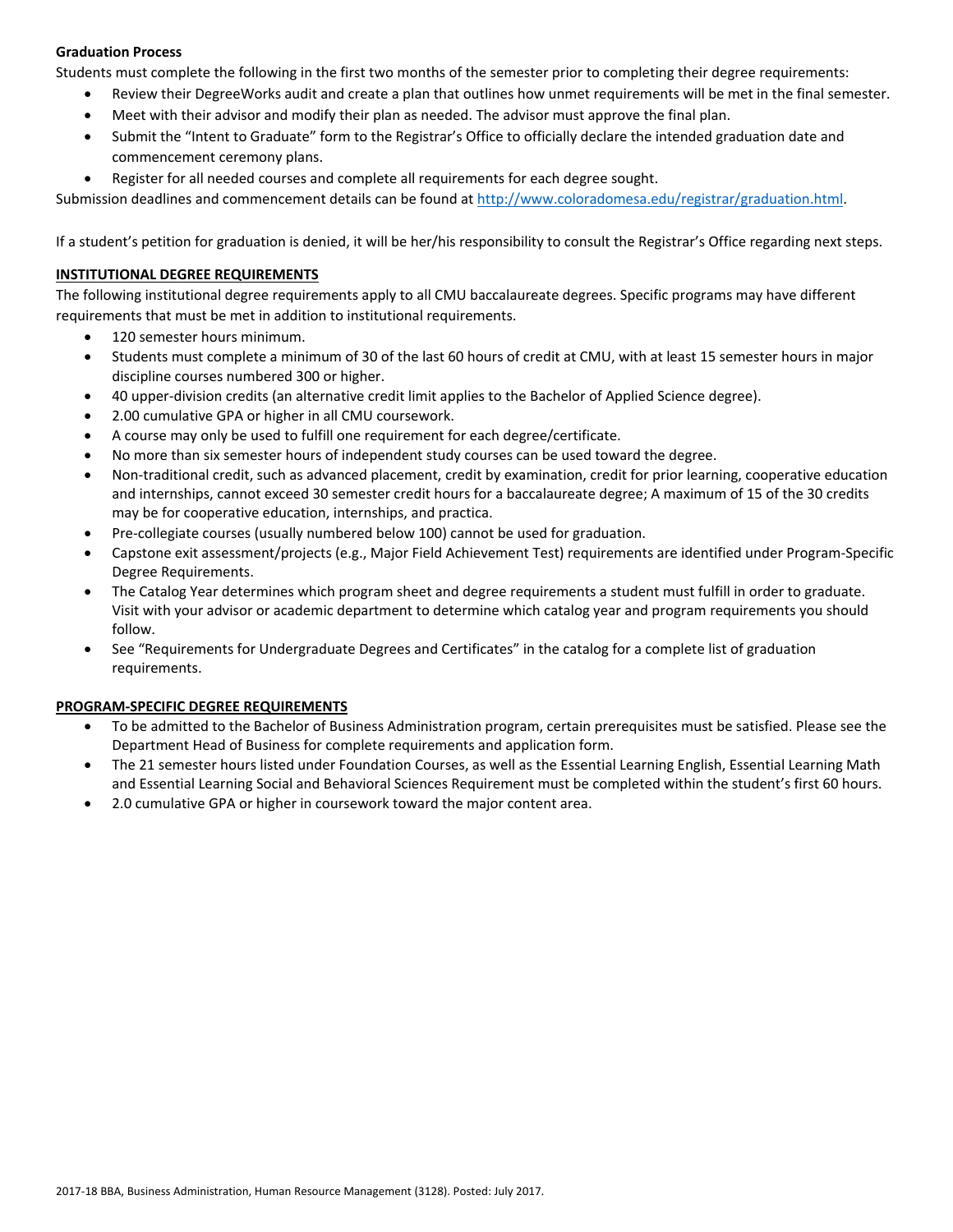**Graduation Process**

Students must complete the following in the first two months of the semester prior to completing their degree requirements:

- Review their DegreeWorks audit and create a plan that outlines how unmet requirements will be met in the final semester.
- Meet with their advisor and modify their plan as needed. The advisor must approve the final plan.
- Submit the "Intent to Graduate" form to the Registrar's Office to officially declare the intended graduation date and commencement ceremony plans.
- Register for all needed courses and complete all requirements for each degree sought.

Submission deadlines and commencement details can be found at http://www.coloradomesa.edu/registrar/graduation.html.

If a student's petition for graduation is denied, it will be her/his responsibility to consult the Registrar's Office regarding next steps.

## INSTITUTIONAL DEGREE REQUIREMENTS

The following institutional degree requirements apply to all CMU baccalaureate degrees. Specific programs may have different requirements that must be met in addition to institutional requirements.

- 120 semester hours minimum.
- Students must complete a minimum of 30 of the last 60 hours of credit at CMU, with at least 15 semester hours in major discipline courses numbered 300 or higher.
- 40 upper-division credits (an alternative credit limit applies to the Bachelor of Applied Science degree).
- 2.00 cumulative GPA or higher in all CMU coursework.
- A course may only be used to fulfill one requirement for each degree/certificate.
- No more than six semester hours of independent study courses can be used toward the degree.
- Non-traditional credit, such as advanced placement, credit by examination, credit for prior learning, cooperative education and internships, cannot exceed 30 semester credit hours for a baccalaureate degree; A maximum of 15 of the 30 credits may be for cooperative education, internships, and practica.
- Pre-collegiate courses (usually numbered below 100) cannot be used for graduation.
- Capstone exit assessment/projects (e.g., Major Field Achievement Test) requirements are identified under Program-Specific Degree Requirements.
- The Catalog Year determines which program sheet and degree requirements a student must fulfill in order to graduate. Visit with your advisor or academic department to determine which catalog year and program requirements you should follow.
- See "Requirements for Undergraduate Degrees and Certificates" in the catalog for a complete list of graduation requirements.

## PROGRAM-SPECIFIC DEGREE REQUIREMENTS

- To be admitted to the Bachelor of Business Administration program, certain prerequisites must be satisfied. Please see the Department Head of Business for complete requirements and application form.
- The 21 semester hours listed under Foundation Courses, as well as the Essential Learning English, Essential Learning Math and Essential Learning Social and Behavioral Sciences Requirement must be completed within the student's first 60 hours.
- 2.0 cumulative GPA or higher in coursework toward the major content area.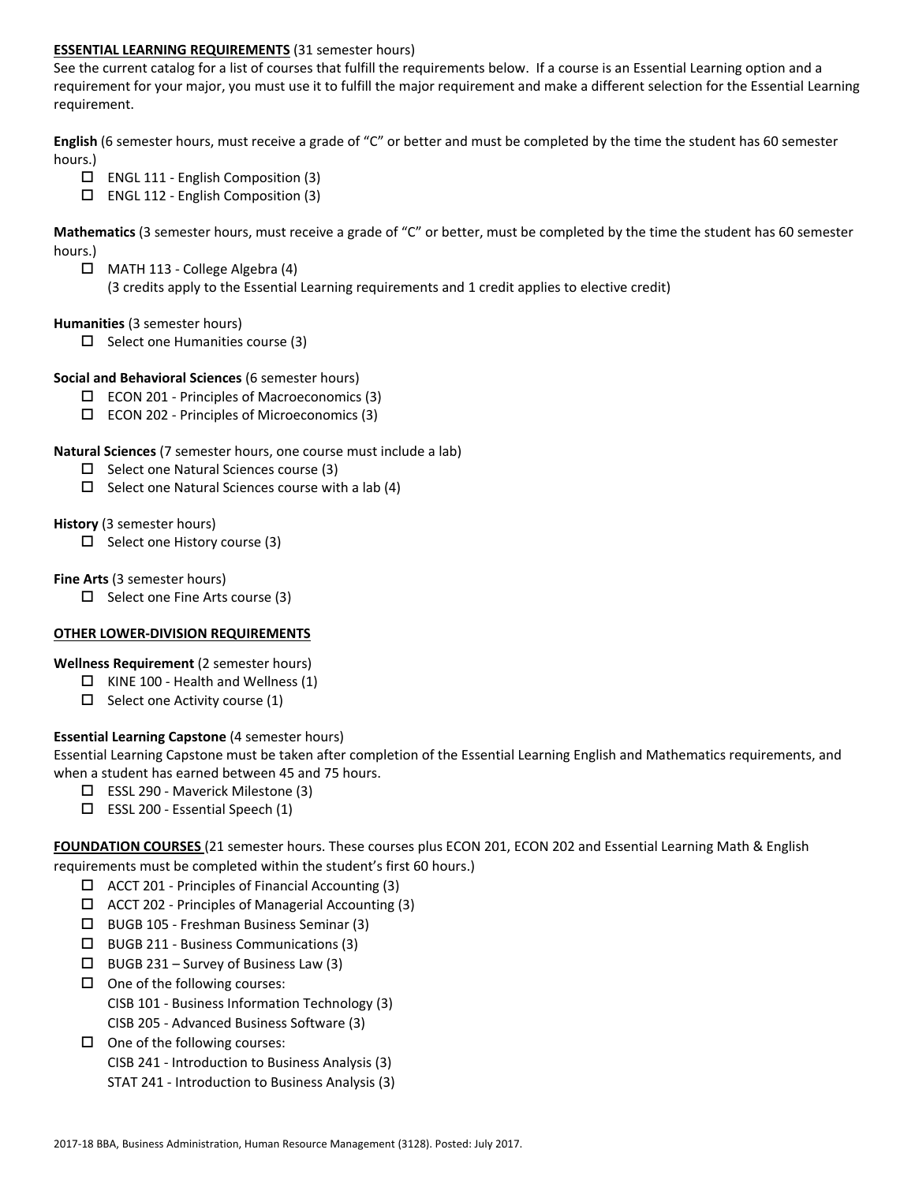**ESSENTIAL LEARNING REQUIREMENTS** (31 semester hours)

See the current catalog for a list of courses that fulfill the requirements below. If a course is an Essential Learning option and a requirement for your major, you must use it to fulfill the major requirement and make a different selection for the Essential Learning requirement.

**English** (6 semester hours, must receive a grade of "C" or better and must be completed by the time the student has 60 semester hours.)

- ☐ ENGL 111 - English Composition (3)
- ☐ ENGL 112 - English Composition (3)

**Mathematics** (3 semester hours, must receive a grade of "C" or better, must be completed by the time the student has 60 semester hours.)

- ☐ MATH 113 - College Algebra (4)
  (3 credits apply to the Essential Learning requirements and 1 credit applies to elective credit)

**Humanities** (3 semester hours)

- ☐ Select one Humanities course (3)

**Social and Behavioral Sciences** (6 semester hours)

- ☐ ECON 201 - Principles of Macroeconomics (3)
- ☐ ECON 202 - Principles of Microeconomics (3)

**Natural Sciences** (7 semester hours, one course must include a lab)

- ☐ Select one Natural Sciences course (3)
- ☐ Select one Natural Sciences course with a lab (4)

**History** (3 semester hours)

- ☐ Select one History course (3)

**Fine Arts** (3 semester hours)

- ☐ Select one Fine Arts course (3)

**OTHER LOWER-DIVISION REQUIREMENTS**

**Wellness Requirement** (2 semester hours)

- ☐ KINE 100 - Health and Wellness (1)
- ☐ Select one Activity course (1)

**Essential Learning Capstone** (4 semester hours)

Essential Learning Capstone must be taken after completion of the Essential Learning English and Mathematics requirements, and when a student has earned between 45 and 75 hours.

- ☐ ESSL 290 - Maverick Milestone (3)
- ☐ ESSL 200 - Essential Speech (1)

**FOUNDATION COURSES** (21 semester hours. These courses plus ECON 201, ECON 202 and Essential Learning Math & English requirements must be completed within the student's first 60 hours.)

- ☐ ACCT 201 - Principles of Financial Accounting (3)
- ☐ ACCT 202 - Principles of Managerial Accounting (3)
- ☐ BUGB 105 - Freshman Business Seminar (3)
- ☐ BUGB 211 - Business Communications (3)
- ☐ BUGB 231 – Survey of Business Law (3)
- ☐ One of the following courses:
  CISB 101 - Business Information Technology (3)
  CISB 205 - Advanced Business Software (3)
- ☐ One of the following courses:
  CISB 241 - Introduction to Business Analysis (3)
  STAT 241 - Introduction to Business Analysis (3)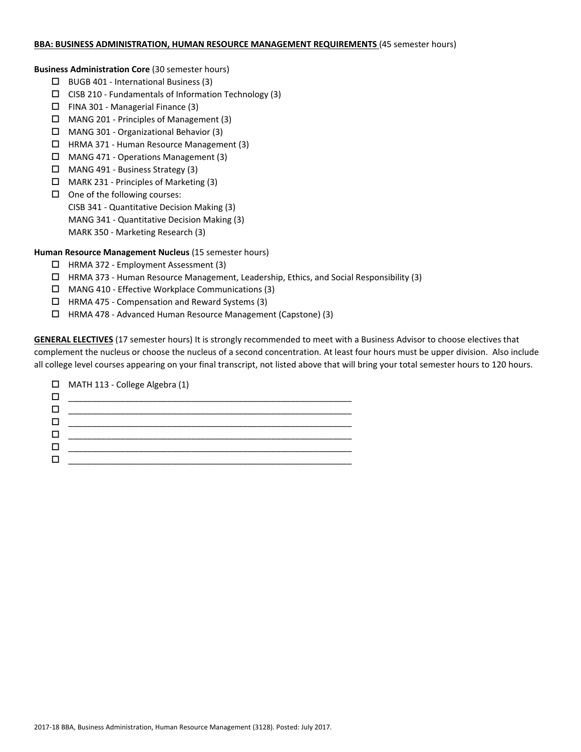**BBA: BUSINESS ADMINISTRATION, HUMAN RESOURCE MANAGEMENT REQUIREMENTS** (45 semester hours)

**Business Administration Core** (30 semester hours)

- ☐ BUGB 401 - International Business (3)
- ☐ CISB 210 - Fundamentals of Information Technology (3)
- ☐ FINA 301 - Managerial Finance (3)
- ☐ MANG 201 - Principles of Management (3)
- ☐ MANG 301 - Organizational Behavior (3)
- ☐ HRMA 371 - Human Resource Management (3)
- ☐ MANG 471 - Operations Management (3)
- ☐ MANG 491 - Business Strategy (3)
- ☐ MARK 231 - Principles of Marketing (3)
- ☐ One of the following courses:
  CISB 341 - Quantitative Decision Making (3)
  MANG 341 - Quantitative Decision Making (3)
  MARK 350 - Marketing Research (3)

**Human Resource Management Nucleus** (15 semester hours)

- ☐ HRMA 372 - Employment Assessment (3)
- ☐ HRMA 373 - Human Resource Management, Leadership, Ethics, and Social Responsibility (3)
- ☐ MANG 410 - Effective Workplace Communications (3)
- ☐ HRMA 475 - Compensation and Reward Systems (3)
- ☐ HRMA 478 - Advanced Human Resource Management (Capstone) (3)

**GENERAL ELECTIVES** (17 semester hours) It is strongly recommended to meet with a Business Advisor to choose electives that complement the nucleus or choose the nucleus of a second concentration. At least four hours must be upper division. Also include all college level courses appearing on your final transcript, not listed above that will bring your total semester hours to 120 hours.

- ☐ MATH 113 - College Algebra (1)
- ☐ ____________________________________________________________
- ☐ ____________________________________________________________
- ☐ ____________________________________________________________
- ☐ ____________________________________________________________
- ☐ ____________________________________________________________
- ☐ ____________________________________________________________

2017-18 BBA, Business Administration, Human Resource Management (3128). Posted: July 2017.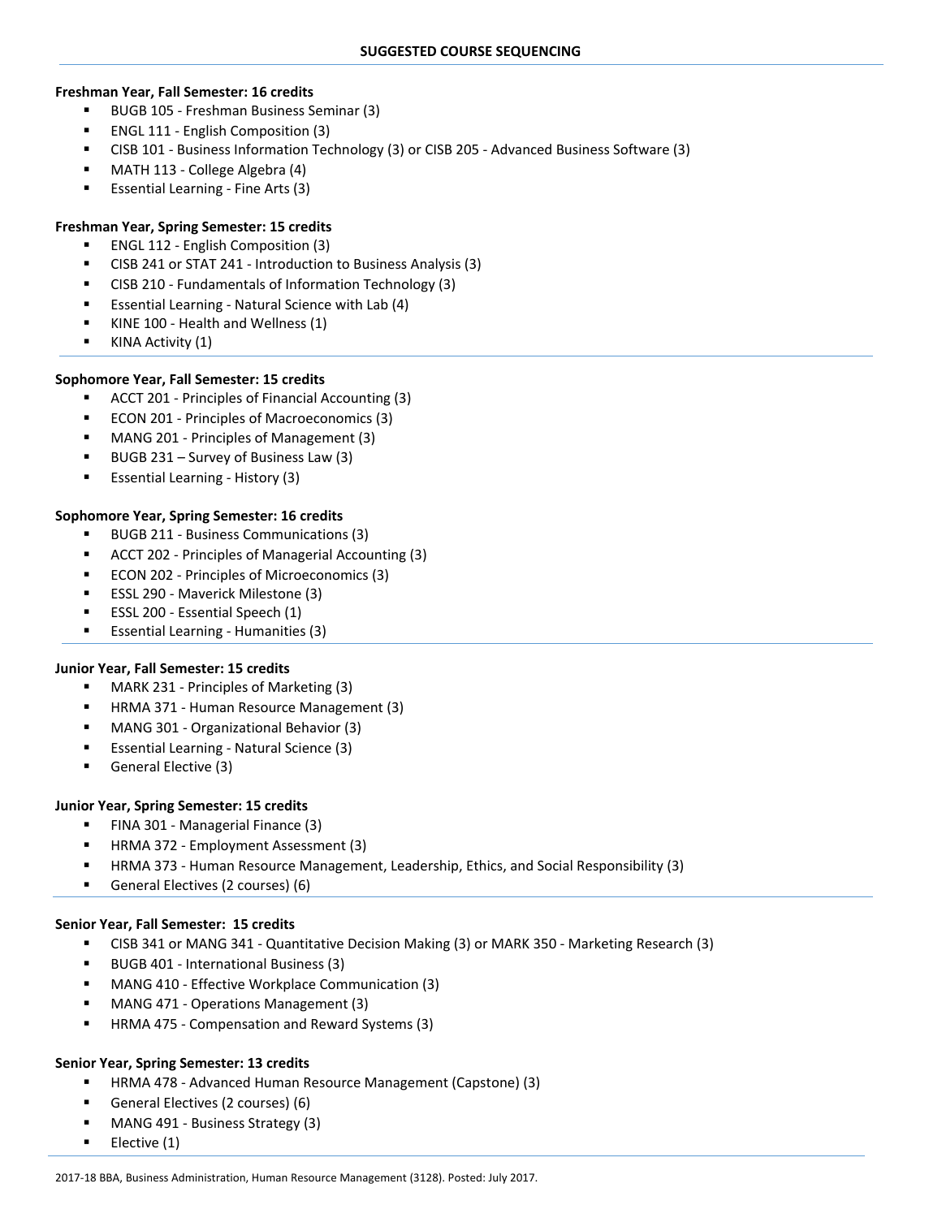## SUGGESTED COURSE SEQUENCING

**Freshman Year, Fall Semester: 16 credits**

- BUGB 105 - Freshman Business Seminar (3)
- ENGL 111 - English Composition (3)
- CISB 101 - Business Information Technology (3) or CISB 205 - Advanced Business Software (3)
- MATH 113 - College Algebra (4)
- Essential Learning - Fine Arts (3)

**Freshman Year, Spring Semester: 15 credits**

- ENGL 112 - English Composition (3)
- CISB 241 or STAT 241 - Introduction to Business Analysis (3)
- CISB 210 - Fundamentals of Information Technology (3)
- Essential Learning - Natural Science with Lab (4)
- KINE 100 - Health and Wellness (1)
- KINA Activity (1)

**Sophomore Year, Fall Semester: 15 credits**

- ACCT 201 - Principles of Financial Accounting (3)
- ECON 201 - Principles of Macroeconomics (3)
- MANG 201 - Principles of Management (3)
- BUGB 231 – Survey of Business Law (3)
- Essential Learning - History (3)

**Sophomore Year, Spring Semester: 16 credits**

- BUGB 211 - Business Communications (3)
- ACCT 202 - Principles of Managerial Accounting (3)
- ECON 202 - Principles of Microeconomics (3)
- ESSL 290 - Maverick Milestone (3)
- ESSL 200 - Essential Speech (1)
- Essential Learning - Humanities (3)

**Junior Year, Fall Semester: 15 credits**

- MARK 231 - Principles of Marketing (3)
- HRMA 371 - Human Resource Management (3)
- MANG 301 - Organizational Behavior (3)
- Essential Learning - Natural Science (3)
- General Elective (3)

**Junior Year, Spring Semester: 15 credits**

- FINA 301 - Managerial Finance (3)
- HRMA 372 - Employment Assessment (3)
- HRMA 373 - Human Resource Management, Leadership, Ethics, and Social Responsibility (3)
- General Electives (2 courses) (6)

**Senior Year, Fall Semester: 15 credits**

- CISB 341 or MANG 341 - Quantitative Decision Making (3) or MARK 350 - Marketing Research (3)
- BUGB 401 - International Business (3)
- MANG 410 - Effective Workplace Communication (3)
- MANG 471 - Operations Management (3)
- HRMA 475 - Compensation and Reward Systems (3)

**Senior Year, Spring Semester: 13 credits**

- HRMA 478 - Advanced Human Resource Management (Capstone) (3)
- General Electives (2 courses) (6)
- MANG 491 - Business Strategy (3)
- Elective (1)

2017-18 BBA, Business Administration, Human Resource Management (3128). Posted: July 2017.